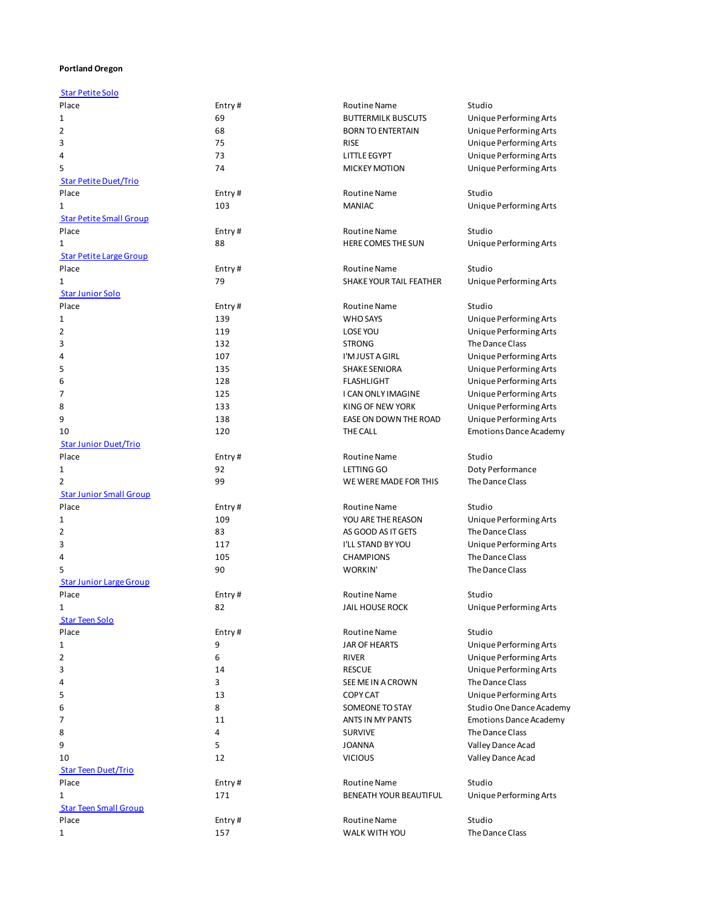**Portland Oregon**

### Star Petite Solo

| Place | Entry # | Routine Name | Studio |
|---|---|---|---|
| 1 | 69 | BUTTERMILK BUSCUTS | Unique Performing Arts |
| 2 | 68 | BORN TO ENTERTAIN | Unique Performing Arts |
| 3 | 75 | RISE | Unique Performing Arts |
| 4 | 73 | LITTLE EGYPT | Unique Performing Arts |
| 5 | 74 | MICKEY MOTION | Unique Performing Arts |

### Star Petite Duet/Trio

| Place | Entry # | Routine Name | Studio |
|---|---|---|---|
| 1 | 103 | MANIAC | Unique Performing Arts |

### Star Petite Small Group

| Place | Entry # | Routine Name | Studio |
|---|---|---|---|
| 1 | 88 | HERE COMES THE SUN | Unique Performing Arts |

### Star Petite Large Group

| Place | Entry # | Routine Name | Studio |
|---|---|---|---|
| 1 | 79 | SHAKE YOUR TAIL FEATHER | Unique Performing Arts |

### Star Junior Solo

| Place | Entry # | Routine Name | Studio |
|---|---|---|---|
| 1 | 139 | WHO SAYS | Unique Performing Arts |
| 2 | 119 | LOSE YOU | Unique Performing Arts |
| 3 | 132 | STRONG | The Dance Class |
| 4 | 107 | I'M JUST A GIRL | Unique Performing Arts |
| 5 | 135 | SHAKE SENIORA | Unique Performing Arts |
| 6 | 128 | FLASHLIGHT | Unique Performing Arts |
| 7 | 125 | I CAN ONLY IMAGINE | Unique Performing Arts |
| 8 | 133 | KING OF NEW YORK | Unique Performing Arts |
| 9 | 138 | EASE ON DOWN THE ROAD | Unique Performing Arts |
| 10 | 120 | THE CALL | Emotions Dance Academy |

### Star Junior Duet/Trio

| Place | Entry # | Routine Name | Studio |
|---|---|---|---|
| 1 | 92 | LETTING GO | Doty Performance |
| 2 | 99 | WE WERE MADE FOR THIS | The Dance Class |

### Star Junior Small Group

| Place | Entry # | Routine Name | Studio |
|---|---|---|---|
| 1 | 109 | YOU ARE THE REASON | Unique Performing Arts |
| 2 | 83 | AS GOOD AS IT GETS | The Dance Class |
| 3 | 117 | I'LL STAND BY YOU | Unique Performing Arts |
| 4 | 105 | CHAMPIONS | The Dance Class |
| 5 | 90 | WORKIN' | The Dance Class |

### Star Junior Large Group

| Place | Entry # | Routine Name | Studio |
|---|---|---|---|
| 1 | 82 | JAIL HOUSE ROCK | Unique Performing Arts |

### Star Teen Solo

| Place | Entry # | Routine Name | Studio |
|---|---|---|---|
| 1 | 9 | JAR OF HEARTS | Unique Performing Arts |
| 2 | 6 | RIVER | Unique Performing Arts |
| 3 | 14 | RESCUE | Unique Performing Arts |
| 4 | 3 | SEE ME IN A CROWN | The Dance Class |
| 5 | 13 | COPY CAT | Unique Performing Arts |
| 6 | 8 | SOMEONE TO STAY | Studio One Dance Academy |
| 7 | 11 | ANTS IN MY PANTS | Emotions Dance Academy |
| 8 | 4 | SURVIVE | The Dance Class |
| 9 | 5 | JOANNA | Valley Dance Acad |
| 10 | 12 | VICIOUS | Valley Dance Acad |

### Star Teen Duet/Trio

| Place | Entry # | Routine Name | Studio |
|---|---|---|---|
| 1 | 171 | BENEATH YOUR BEAUTIFUL | Unique Performing Arts |

### Star Teen Small Group

| Place | Entry # | Routine Name | Studio |
|---|---|---|---|
| 1 | 157 | WALK WITH YOU | The Dance Class |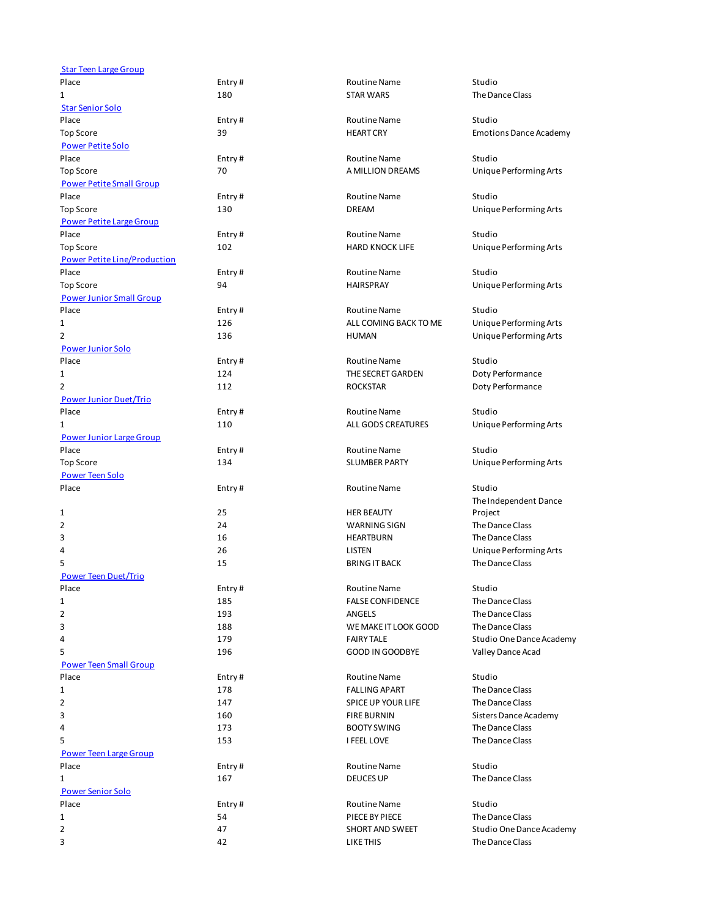### Star Teen Large Group

| Place | Entry # | Routine Name | Studio |
|---|---|---|---|
| 1 | 180 | STAR WARS | The Dance Class |

### Star Senior Solo

| Place | Entry # | Routine Name | Studio |
|---|---|---|---|
| Top Score | 39 | HEART CRY | Emotions Dance Academy |

### Power Petite Solo

| Place | Entry # | Routine Name | Studio |
|---|---|---|---|
| Top Score | 70 | A MILLION DREAMS | Unique Performing Arts |

### Power Petite Small Group

| Place | Entry # | Routine Name | Studio |
|---|---|---|---|
| Top Score | 130 | DREAM | Unique Performing Arts |

### Power Petite Large Group

| Place | Entry # | Routine Name | Studio |
|---|---|---|---|
| Top Score | 102 | HARD KNOCK LIFE | Unique Performing Arts |

### Power Petite Line/Production

| Place | Entry # | Routine Name | Studio |
|---|---|---|---|
| Top Score | 94 | HAIRSPRAY | Unique Performing Arts |

### Power Junior Small Group

| Place | Entry # | Routine Name | Studio |
|---|---|---|---|
| 1 | 126 | ALL COMING BACK TO ME | Unique Performing Arts |
| 2 | 136 | HUMAN | Unique Performing Arts |

### Power Junior Solo

| Place | Entry # | Routine Name | Studio |
|---|---|---|---|
| 1 | 124 | THE SECRET GARDEN | Doty Performance |
| 2 | 112 | ROCKSTAR | Doty Performance |

### Power Junior Duet/Trio

| Place | Entry # | Routine Name | Studio |
|---|---|---|---|
| 1 | 110 | ALL GODS CREATURES | Unique Performing Arts |

### Power Junior Large Group

| Place | Entry # | Routine Name | Studio |
|---|---|---|---|
| Top Score | 134 | SLUMBER PARTY | Unique Performing Arts |

### Power Teen Solo

| Place | Entry # | Routine Name | Studio |
|---|---|---|---|
| 1 | 25 | HER BEAUTY | The Independent Dance Project |
| 2 | 24 | WARNING SIGN | The Dance Class |
| 3 | 16 | HEARTBURN | The Dance Class |
| 4 | 26 | LISTEN | Unique Performing Arts |
| 5 | 15 | BRING IT BACK | The Dance Class |

### Power Teen Duet/Trio

| Place | Entry # | Routine Name | Studio |
|---|---|---|---|
| 1 | 185 | FALSE CONFIDENCE | The Dance Class |
| 2 | 193 | ANGELS | The Dance Class |
| 3 | 188 | WE MAKE IT LOOK GOOD | The Dance Class |
| 4 | 179 | FAIRY TALE | Studio One Dance Academy |
| 5 | 196 | GOOD IN GOODBYE | Valley Dance Acad |

### Power Teen Small Group

| Place | Entry # | Routine Name | Studio |
|---|---|---|---|
| 1 | 178 | FALLING APART | The Dance Class |
| 2 | 147 | SPICE UP YOUR LIFE | The Dance Class |
| 3 | 160 | FIRE BURNIN | Sisters Dance Academy |
| 4 | 173 | BOOTY SWING | The Dance Class |
| 5 | 153 | I FEEL LOVE | The Dance Class |

### Power Teen Large Group

| Place | Entry # | Routine Name | Studio |
|---|---|---|---|
| 1 | 167 | DEUCES UP | The Dance Class |

### Power Senior Solo

| Place | Entry # | Routine Name | Studio |
|---|---|---|---|
| 1 | 54 | PIECE BY PIECE | The Dance Class |
| 2 | 47 | SHORT AND SWEET | Studio One Dance Academy |
| 3 | 42 | LIKE THIS | The Dance Class |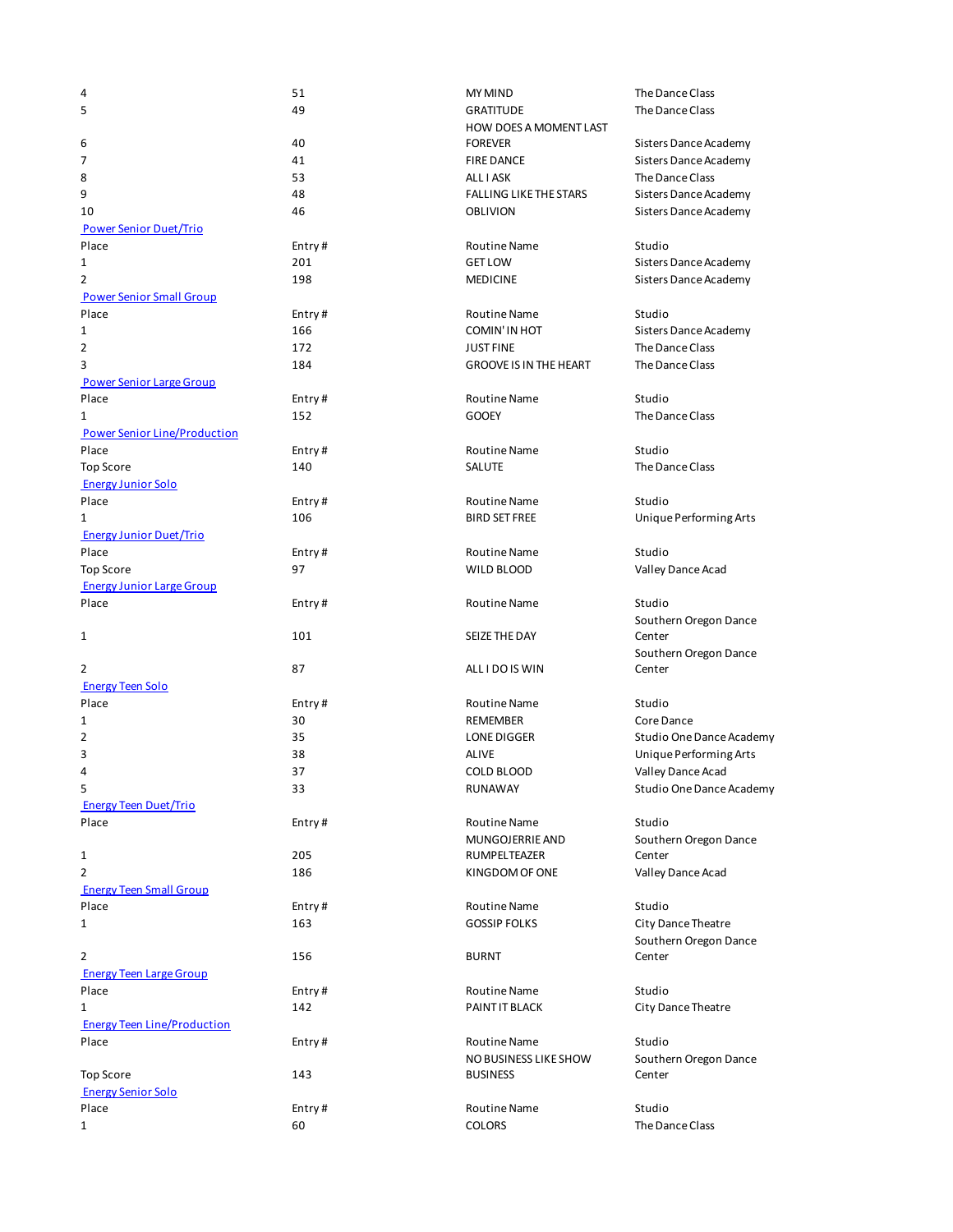| Place | Entry # | Routine Name | Studio |
|---|---|---|---|
| 4 | 51 | MY MIND | The Dance Class |
| 5 | 49 | GRATITUDE | The Dance Class |
| 6 | 40 | HOW DOES A MOMENT LAST FOREVER | Sisters Dance Academy |
| 7 | 41 | FIRE DANCE | Sisters Dance Academy |
| 8 | 53 | ALL I ASK | The Dance Class |
| 9 | 48 | FALLING LIKE THE STARS | Sisters Dance Academy |
| 10 | 46 | OBLIVION | Sisters Dance Academy |

### Power Senior Duet/Trio

| Place | Entry # | Routine Name | Studio |
|---|---|---|---|
| 1 | 201 | GET LOW | Sisters Dance Academy |
| 2 | 198 | MEDICINE | Sisters Dance Academy |

### Power Senior Small Group

| Place | Entry # | Routine Name | Studio |
|---|---|---|---|
| 1 | 166 | COMIN' IN HOT | Sisters Dance Academy |
| 2 | 172 | JUST FINE | The Dance Class |
| 3 | 184 | GROOVE IS IN THE HEART | The Dance Class |

### Power Senior Large Group

| Place | Entry # | Routine Name | Studio |
|---|---|---|---|
| 1 | 152 | GOOEY | The Dance Class |

### Power Senior Line/Production

| Place | Entry # | Routine Name | Studio |
|---|---|---|---|
| Top Score | 140 | SALUTE | The Dance Class |

### Energy Junior Solo

| Place | Entry # | Routine Name | Studio |
|---|---|---|---|
| 1 | 106 | BIRD SET FREE | Unique Performing Arts |

### Energy Junior Duet/Trio

| Place | Entry # | Routine Name | Studio |
|---|---|---|---|
| Top Score | 97 | WILD BLOOD | Valley Dance Acad |

### Energy Junior Large Group

| Place | Entry # | Routine Name | Studio |
|---|---|---|---|
| 1 | 101 | SEIZE THE DAY | Southern Oregon Dance Center |
| 2 | 87 | ALL I DO IS WIN | Southern Oregon Dance Center |

### Energy Teen Solo

| Place | Entry # | Routine Name | Studio |
|---|---|---|---|
| 1 | 30 | REMEMBER | Core Dance |
| 2 | 35 | LONE DIGGER | Studio One Dance Academy |
| 3 | 38 | ALIVE | Unique Performing Arts |
| 4 | 37 | COLD BLOOD | Valley Dance Acad |
| 5 | 33 | RUNAWAY | Studio One Dance Academy |

### Energy Teen Duet/Trio

| Place | Entry # | Routine Name | Studio |
|---|---|---|---|
| 1 | 205 | MUNGOJERRIE AND RUMPELTEAZER | Southern Oregon Dance Center |
| 2 | 186 | KINGDOM OF ONE | Valley Dance Acad |

### Energy Teen Small Group

| Place | Entry # | Routine Name | Studio |
|---|---|---|---|
| 1 | 163 | GOSSIP FOLKS | City Dance Theatre |
| 2 | 156 | BURNT | Southern Oregon Dance Center |

### Energy Teen Large Group

| Place | Entry # | Routine Name | Studio |
|---|---|---|---|
| 1 | 142 | PAINT IT BLACK | City Dance Theatre |

### Energy Teen Line/Production

| Place | Entry # | Routine Name | Studio |
|---|---|---|---|
| Top Score | 143 | NO BUSINESS LIKE SHOW BUSINESS | Southern Oregon Dance Center |

### Energy Senior Solo

| Place | Entry # | Routine Name | Studio |
|---|---|---|---|
| 1 | 60 | COLORS | The Dance Class |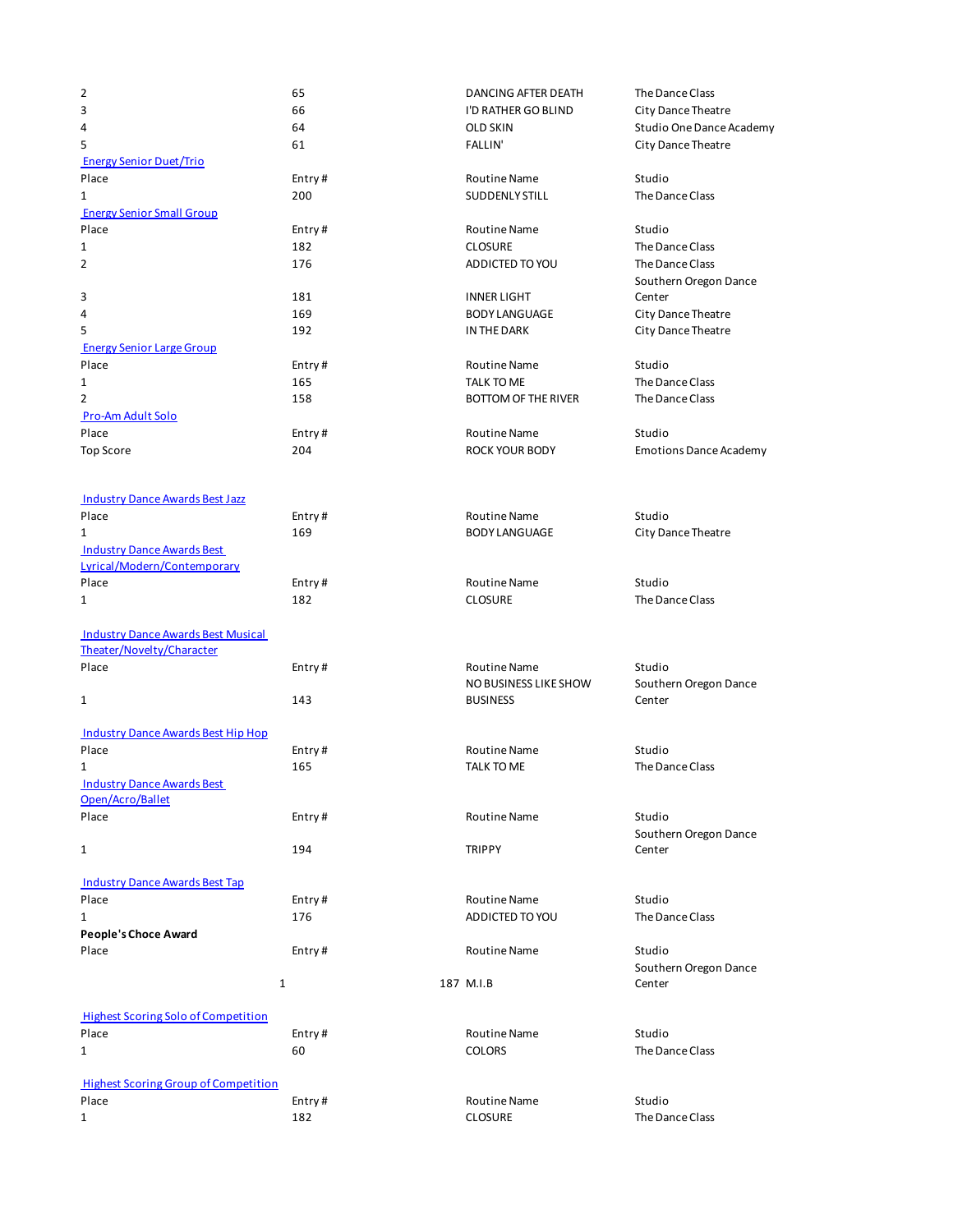| | | | |
|---|---|---|---|
| 2 | 65 | DANCING AFTER DEATH | The Dance Class |
| 3 | 66 | I'D RATHER GO BLIND | City Dance Theatre |
| 4 | 64 | OLD SKIN | Studio One Dance Academy |
| 5 | 61 | FALLIN' | City Dance Theatre |

**Energy Senior Duet/Trio**

| Place | Entry # | Routine Name | Studio |
|---|---|---|---|
| 1 | 200 | SUDDENLY STILL | The Dance Class |

**Energy Senior Small Group**

| Place | Entry # | Routine Name | Studio |
|---|---|---|---|
| 1 | 182 | CLOSURE | The Dance Class |
| 2 | 176 | ADDICTED TO YOU | The Dance Class |
| 3 | 181 | INNER LIGHT | Southern Oregon Dance Center |
| 4 | 169 | BODY LANGUAGE | City Dance Theatre |
| 5 | 192 | IN THE DARK | City Dance Theatre |

**Energy Senior Large Group**

| Place | Entry # | Routine Name | Studio |
|---|---|---|---|
| 1 | 165 | TALK TO ME | The Dance Class |
| 2 | 158 | BOTTOM OF THE RIVER | The Dance Class |

**Pro-Am Adult Solo**

| Place | Entry # | Routine Name | Studio |
|---|---|---|---|
| Top Score | 204 | ROCK YOUR BODY | Emotions Dance Academy |

**Industry Dance Awards Best Jazz**

| Place | Entry # | Routine Name | Studio |
|---|---|---|---|
| 1 | 169 | BODY LANGUAGE | City Dance Theatre |

**Industry Dance Awards Best Lyrical/Modern/Contemporary**

| Place | Entry # | Routine Name | Studio |
|---|---|---|---|
| 1 | 182 | CLOSURE | The Dance Class |

**Industry Dance Awards Best Musical Theater/Novelty/Character**

| Place | Entry # | Routine Name | Studio |
|---|---|---|---|
| 1 | 143 | NO BUSINESS LIKE SHOW BUSINESS | Southern Oregon Dance Center |

**Industry Dance Awards Best Hip Hop**

| Place | Entry # | Routine Name | Studio |
|---|---|---|---|
| 1 | 165 | TALK TO ME | The Dance Class |

**Industry Dance Awards Best Open/Acro/Ballet**

| Place | Entry # | Routine Name | Studio |
|---|---|---|---|
| 1 | 194 | TRIPPY | Southern Oregon Dance Center |

**Industry Dance Awards Best Tap**

| Place | Entry # | Routine Name | Studio |
|---|---|---|---|
| 1 | 176 | ADDICTED TO YOU | The Dance Class |

**People's Choce Award**

| Place | Entry # | Routine Name | Studio |
|---|---|---|---|
| 1 | 187 | M.I.B | Southern Oregon Dance Center |

**Highest Scoring Solo of Competition**

| Place | Entry # | Routine Name | Studio |
|---|---|---|---|
| 1 | 60 | COLORS | The Dance Class |

**Highest Scoring Group of Competition**

| Place | Entry # | Routine Name | Studio |
|---|---|---|---|
| 1 | 182 | CLOSURE | The Dance Class |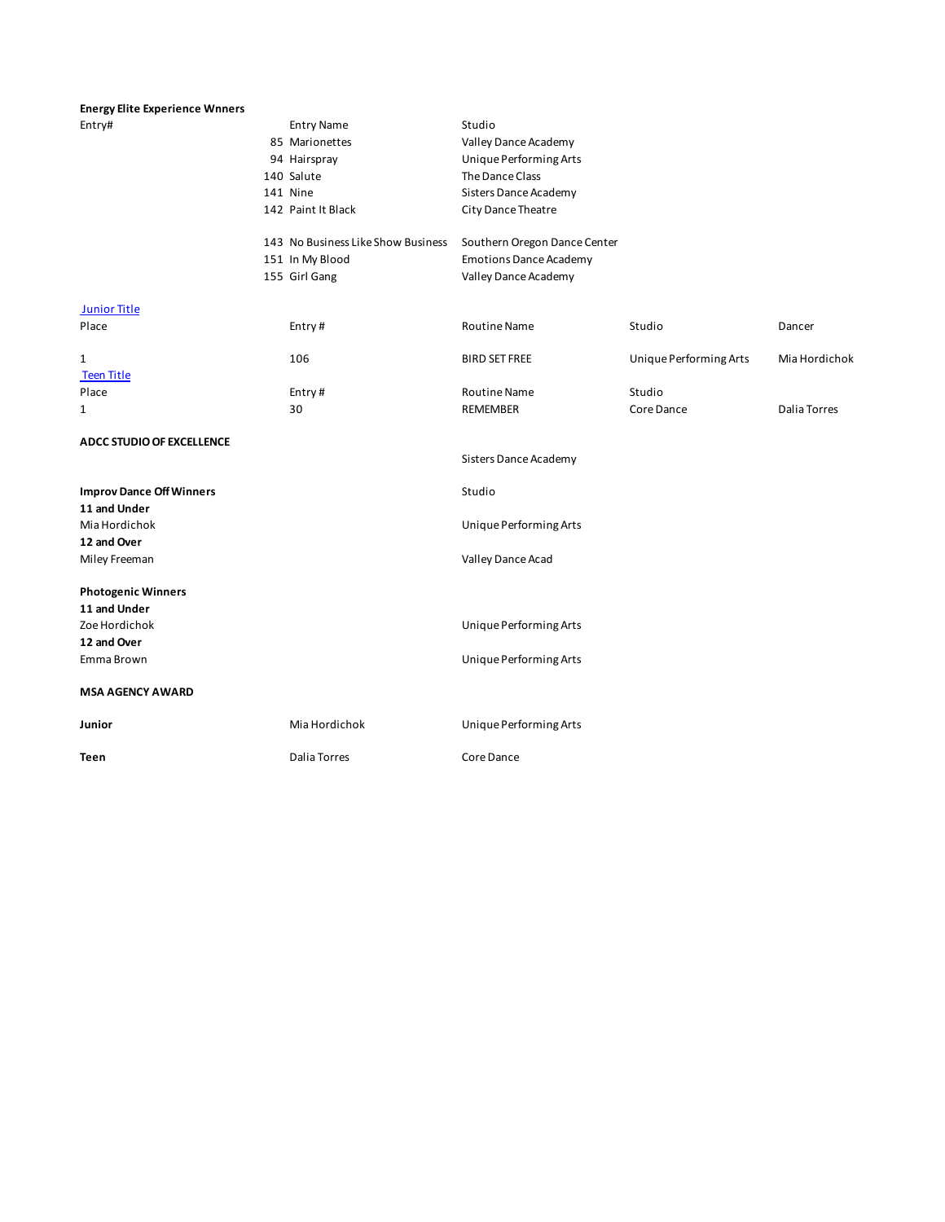**Energy Elite Experience Wnners**

| Entry# | Entry Name | Studio |
|---|---|---|
| 85 | Marionettes | Valley Dance Academy |
| 94 | Hairspray | Unique Performing Arts |
| 140 | Salute | The Dance Class |
| 141 | Nine | Sisters Dance Academy |
| 142 | Paint It Black | City Dance Theatre |
| 143 | No Business Like Show Business | Southern Oregon Dance Center |
| 151 | In My Blood | Emotions Dance Academy |
| 155 | Girl Gang | Valley Dance Academy |

Junior Title

| Place | Entry # | Routine Name | Studio | Dancer |
|---|---|---|---|---|
| 1 | 106 | BIRD SET FREE | Unique Performing Arts | Mia Hordichok |

Teen Title

| Place | Entry # | Routine Name | Studio | |
|---|---|---|---|---|
| 1 | 30 | REMEMBER | Core Dance | Dalia Torres |

**ADCC STUDIO OF EXCELLENCE**

Sisters Dance Academy

| **Improv Dance Off Winners** | Studio |
|---|---|
| **11 and Under** | |
| Mia Hordichok | Unique Performing Arts |
| **12 and Over** | |
| Miley Freeman | Valley Dance Acad |

| **Photogenic Winners** | |
|---|---|
| **11 and Under** | |
| Zoe Hordichok | Unique Performing Arts |
| **12 and Over** | |
| Emma Brown | Unique Performing Arts |

**MSA AGENCY AWARD**

| | | |
|---|---|---|
| **Junior** | Mia Hordichok | Unique Performing Arts |
| **Teen** | Dalia Torres | Core Dance |